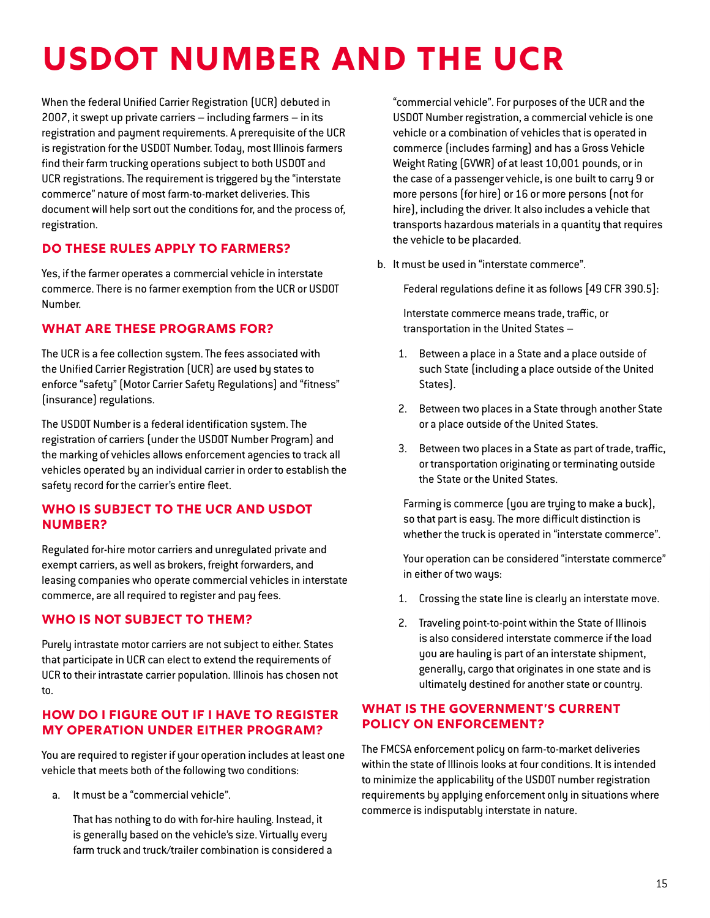# USDOT NUMBER AND THE UCR

When the federal Unified Carrier Registration (UCR) debuted in 2007, it swept up private carriers – including farmers – in its registration and payment requirements. A prerequisite of the UCR is registration for the USDOT Number. Today, most Illinois farmers find their farm trucking operations subject to both USDOT and UCR registrations. The requirement is triggered by the "interstate commerce" nature of most farm-to-market deliveries. This document will help sort out the conditions for, and the process of, registration.

## DO THESE RULES APPLY TO FARMERS?

Yes, if the farmer operates a commercial vehicle in interstate commerce. There is no farmer exemption from the UCR or USDOT Number.

## WHAT ARE THESE PROGRAMS FOR?

The UCR is a fee collection system. The fees associated with the Unified Carrier Registration (UCR) are used by states to enforce "safety" (Motor Carrier Safety Regulations) and "fitness" (insurance) regulations.

The USDOT Number is a federal identification system. The registration of carriers (under the USDOT Number Program) and the marking of vehicles allows enforcement agencies to track all vehicles operated by an individual carrier in order to establish the safety record for the carrier's entire fleet.

## WHO IS SUBJECT TO THE UCR AND USDOT NUMBER?

Regulated for-hire motor carriers and unregulated private and exempt carriers, as well as brokers, freight forwarders, and leasing companies who operate commercial vehicles in interstate commerce, are all required to register and pay fees.

## WHO IS NOT SUBJECT TO THEM?

Purely intrastate motor carriers are not subject to either. States that participate in UCR can elect to extend the requirements of UCR to their intrastate carrier population. Illinois has chosen not to.

## HOW DO I FIGURE OUT IF I HAVE TO REGISTER MY OPERATION UNDER EITHER PROGRAM?

You are required to register if your operation includes at least one vehicle that meets both of the following two conditions:

a. It must be a "commercial vehicle".

   That has nothing to do with for-hire hauling. Instead, it is generally based on the vehicle's size. Virtually every farm truck and truck/trailer combination is considered a "commercial vehicle". For purposes of the UCR and the USDOT Number registration, a commercial vehicle is one vehicle or a combination of vehicles that is operated in commerce (includes farming) and has a Gross Vehicle Weight Rating (GVWR) of at least 10,001 pounds, or in the case of a passenger vehicle, is one built to carry 9 or more persons (for hire) or 16 or more persons (not for hire), including the driver. It also includes a vehicle that transports hazardous materials in a quantity that requires the vehicle to be placarded.

b. It must be used in "interstate commerce".

   Federal regulations define it as follows [49 CFR 390.5]:

   Interstate commerce means trade, traffic, or transportation in the United States –

   1. Between a place in a State and a place outside of such State (including a place outside of the United States).
   2. Between two places in a State through another State or a place outside of the United States.
   3. Between two places in a State as part of trade, traffic, or transportation originating or terminating outside the State or the United States.

   Farming is commerce (you are trying to make a buck), so that part is easy. The more difficult distinction is whether the truck is operated in "interstate commerce".

   Your operation can be considered "interstate commerce" in either of two ways:

   1. Crossing the state line is clearly an interstate move.
   2. Traveling point-to-point within the State of Illinois is also considered interstate commerce if the load you are hauling is part of an interstate shipment, generally, cargo that originates in one state and is ultimately destined for another state or country.

## WHAT IS THE GOVERNMENT'S CURRENT POLICY ON ENFORCEMENT?

The FMCSA enforcement policy on farm-to-market deliveries within the state of Illinois looks at four conditions. It is intended to minimize the applicability of the USDOT number registration requirements by applying enforcement only in situations where commerce is indisputably interstate in nature.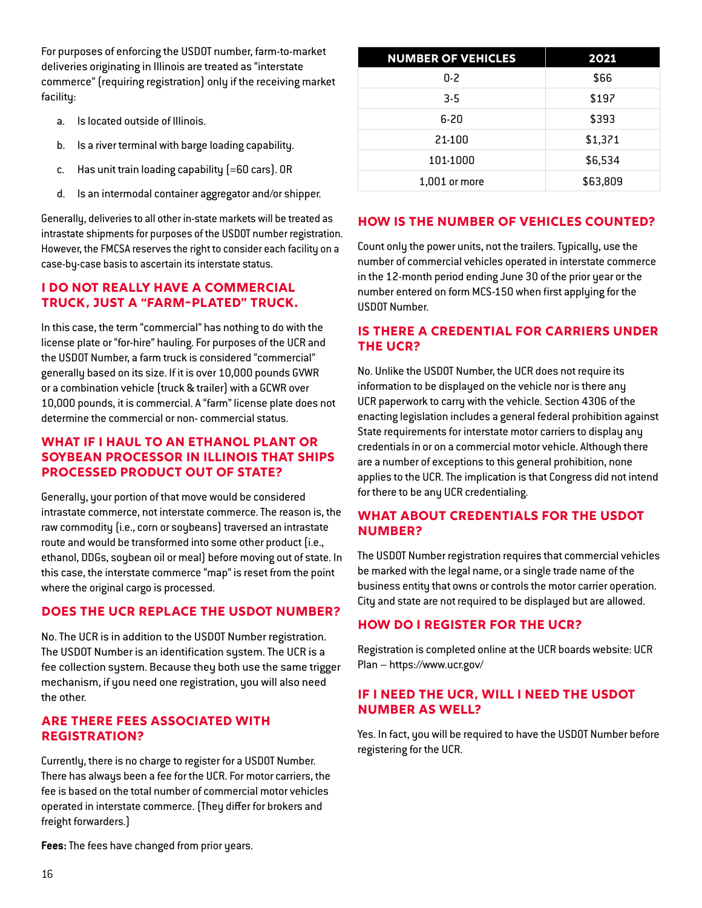For purposes of enforcing the USDOT number, farm-to-market deliveries originating in Illinois are treated as "interstate commerce" (requiring registration) only if the receiving market facility:

a. Is located outside of Illinois.

b. Is a river terminal with barge loading capability.

c. Has unit train loading capability (=60 cars). OR

d. Is an intermodal container aggregator and/or shipper.

Generally, deliveries to all other in-state markets will be treated as intrastate shipments for purposes of the USDOT number registration. However, the FMCSA reserves the right to consider each facility on a case-by-case basis to ascertain its interstate status.

## I DO NOT REALLY HAVE A COMMERCIAL TRUCK, JUST A "FARM-PLATED" TRUCK.

In this case, the term "commercial" has nothing to do with the license plate or "for-hire" hauling. For purposes of the UCR and the USDOT Number, a farm truck is considered "commercial" generally based on its size. If it is over 10,000 pounds GVWR or a combination vehicle (truck & trailer) with a GCWR over 10,000 pounds, it is commercial. A "farm" license plate does not determine the commercial or non- commercial status.

## WHAT IF I HAUL TO AN ETHANOL PLANT OR SOYBEAN PROCESSOR IN ILLINOIS THAT SHIPS PROCESSED PRODUCT OUT OF STATE?

Generally, your portion of that move would be considered intrastate commerce, not interstate commerce. The reason is, the raw commodity (i.e., corn or soybeans) traversed an intrastate route and would be transformed into some other product (i.e., ethanol, DDGs, soybean oil or meal) before moving out of state. In this case, the interstate commerce "map" is reset from the point where the original cargo is processed.

## DOES THE UCR REPLACE THE USDOT NUMBER?

No. The UCR is in addition to the USDOT Number registration. The USDOT Number is an identification system. The UCR is a fee collection system. Because they both use the same trigger mechanism, if you need one registration, you will also need the other.

## ARE THERE FEES ASSOCIATED WITH REGISTRATION?

Currently, there is no charge to register for a USDOT Number. There has always been a fee for the UCR. For motor carriers, the fee is based on the total number of commercial motor vehicles operated in interstate commerce. (They differ for brokers and freight forwarders.)

**Fees:** The fees have changed from prior years.

| NUMBER OF VEHICLES | 2021 |
|---|---|
| 0-2 | $66 |
| 3-5 | $197 |
| 6-20 | $393 |
| 21-100 | $1,371 |
| 101-1000 | $6,534 |
| 1,001 or more | $63,809 |

## HOW IS THE NUMBER OF VEHICLES COUNTED?

Count only the power units, not the trailers. Typically, use the number of commercial vehicles operated in interstate commerce in the 12-month period ending June 30 of the prior year or the number entered on form MCS-150 when first applying for the USDOT Number.

## IS THERE A CREDENTIAL FOR CARRIERS UNDER THE UCR?

No. Unlike the USDOT Number, the UCR does not require its information to be displayed on the vehicle nor is there any UCR paperwork to carry with the vehicle. Section 4306 of the enacting legislation includes a general federal prohibition against State requirements for interstate motor carriers to display any credentials in or on a commercial motor vehicle. Although there are a number of exceptions to this general prohibition, none applies to the UCR. The implication is that Congress did not intend for there to be any UCR credentialing.

## WHAT ABOUT CREDENTIALS FOR THE USDOT NUMBER?

The USDOT Number registration requires that commercial vehicles be marked with the legal name, or a single trade name of the business entity that owns or controls the motor carrier operation. City and state are not required to be displayed but are allowed.

## HOW DO I REGISTER FOR THE UCR?

Registration is completed online at the UCR boards website: UCR Plan – https://www.ucr.gov/

## IF I NEED THE UCR, WILL I NEED THE USDOT NUMBER AS WELL?

Yes. In fact, you will be required to have the USDOT Number before registering for the UCR.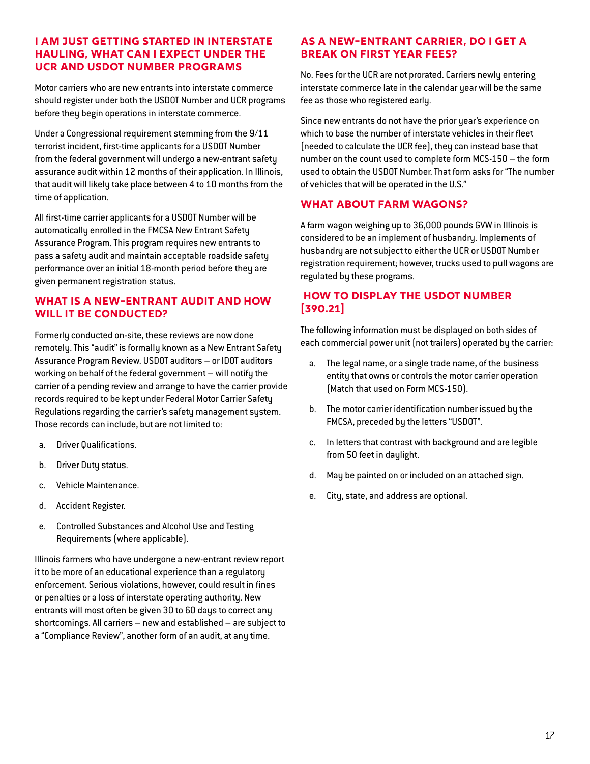## I AM JUST GETTING STARTED IN INTERSTATE HAULING, WHAT CAN I EXPECT UNDER THE UCR AND USDOT NUMBER PROGRAMS

Motor carriers who are new entrants into interstate commerce should register under both the USDOT Number and UCR programs before they begin operations in interstate commerce.

Under a Congressional requirement stemming from the 9/11 terrorist incident, first-time applicants for a USDOT Number from the federal government will undergo a new-entrant safety assurance audit within 12 months of their application. In Illinois, that audit will likely take place between 4 to 10 months from the time of application.

All first-time carrier applicants for a USDOT Number will be automatically enrolled in the FMCSA New Entrant Safety Assurance Program. This program requires new entrants to pass a safety audit and maintain acceptable roadside safety performance over an initial 18-month period before they are given permanent registration status.

## WHAT IS A NEW-ENTRANT AUDIT AND HOW WILL IT BE CONDUCTED?

Formerly conducted on-site, these reviews are now done remotely. This "audit" is formally known as a New Entrant Safety Assurance Program Review. USDOT auditors – or IDOT auditors working on behalf of the federal government – will notify the carrier of a pending review and arrange to have the carrier provide records required to be kept under Federal Motor Carrier Safety Regulations regarding the carrier's safety management system. Those records can include, but are not limited to:

a. Driver Qualifications.

b. Driver Duty status.

c. Vehicle Maintenance.

d. Accident Register.

e. Controlled Substances and Alcohol Use and Testing Requirements (where applicable).

Illinois farmers who have undergone a new-entrant review report it to be more of an educational experience than a regulatory enforcement. Serious violations, however, could result in fines or penalties or a loss of interstate operating authority. New entrants will most often be given 30 to 60 days to correct any shortcomings. All carriers – new and established – are subject to a "Compliance Review", another form of an audit, at any time.

## AS A NEW-ENTRANT CARRIER, DO I GET A BREAK ON FIRST YEAR FEES?

No. Fees for the UCR are not prorated. Carriers newly entering interstate commerce late in the calendar year will be the same fee as those who registered early.

Since new entrants do not have the prior year's experience on which to base the number of interstate vehicles in their fleet (needed to calculate the UCR fee), they can instead base that number on the count used to complete form MCS-150 – the form used to obtain the USDOT Number. That form asks for "The number of vehicles that will be operated in the U.S."

## WHAT ABOUT FARM WAGONS?

A farm wagon weighing up to 36,000 pounds GVW in Illinois is considered to be an implement of husbandry. Implements of husbandry are not subject to either the UCR or USDOT Number registration requirement; however, trucks used to pull wagons are regulated by these programs.

## HOW TO DISPLAY THE USDOT NUMBER [390.21]

The following information must be displayed on both sides of each commercial power unit (not trailers) operated by the carrier:

a. The legal name, or a single trade name, of the business entity that owns or controls the motor carrier operation (Match that used on Form MCS-150).

b. The motor carrier identification number issued by the FMCSA, preceded by the letters "USDOT".

c. In letters that contrast with background and are legible from 50 feet in daylight.

d. May be painted on or included on an attached sign.

e. City, state, and address are optional.